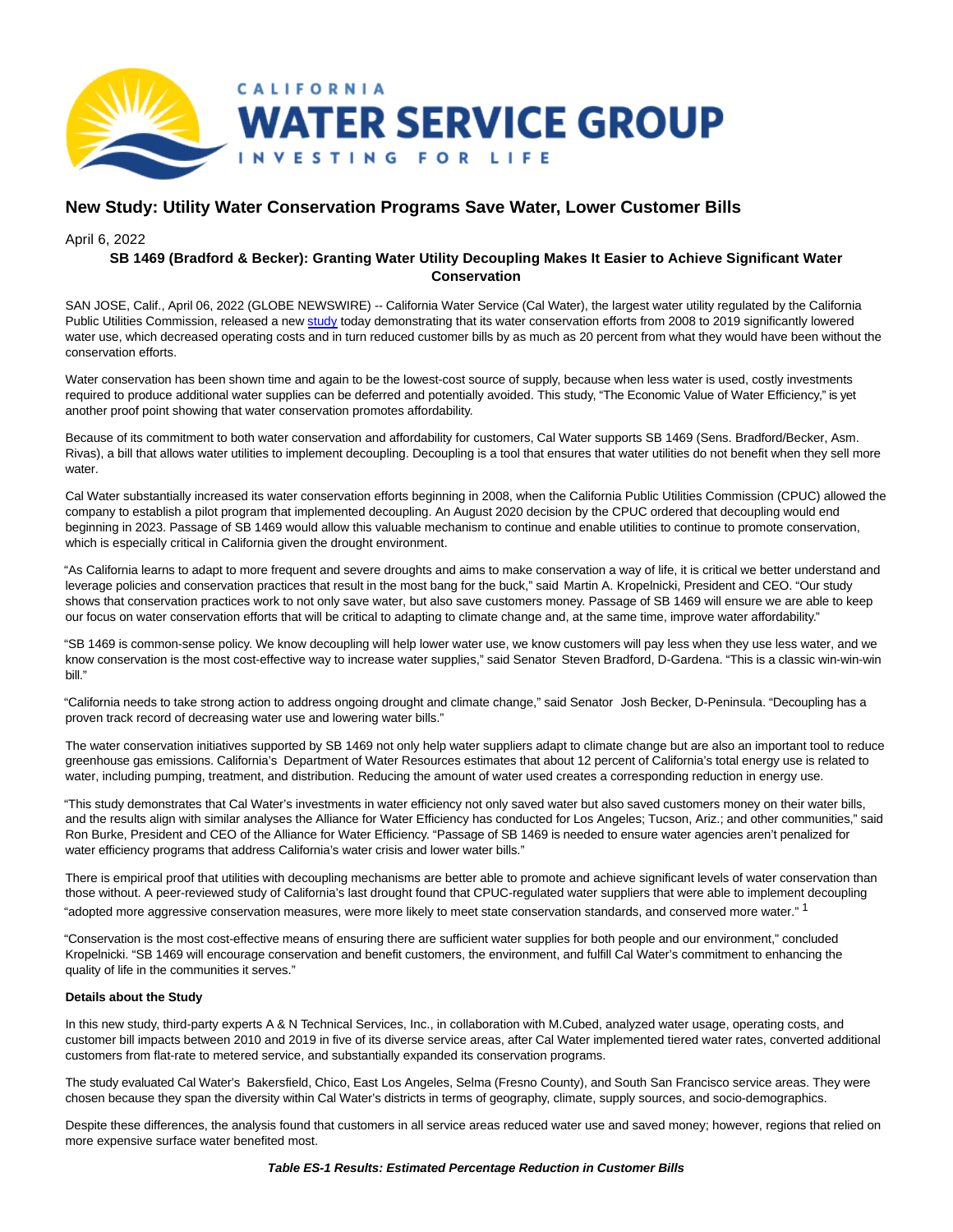# New Study: Utility Water Conservation Programs Save Water, Lower Customer Bills

April 6, 2022

**SB 1469 (Bradford & Becker): Granting Water Utility Decoupling Makes It Easier to Achieve Significant Water Conservation**

SAN JOSE, Calif., April 06, 2022 (GLOBE NEWSWIRE) -- California Water Service (Cal Water), the largest water utility regulated by the California Public Utilities Commission, released a new study today demonstrating that its water conservation efforts from 2008 to 2019 significantly lowered water use, which decreased operating costs and in turn reduced customer bills by as much as 20 percent from what they would have been without the conservation efforts.

Water conservation has been shown time and again to be the lowest-cost source of supply, because when less water is used, costly investments required to produce additional water supplies can be deferred and potentially avoided. This study, "The Economic Value of Water Efficiency," is yet another proof point showing that water conservation promotes affordability.

Because of its commitment to both water conservation and affordability for customers, Cal Water supports SB 1469 (Sens. Bradford/Becker, Asm. Rivas), a bill that allows water utilities to implement decoupling. Decoupling is a tool that ensures that water utilities do not benefit when they sell more water.

Cal Water substantially increased its water conservation efforts beginning in 2008, when the California Public Utilities Commission (CPUC) allowed the company to establish a pilot program that implemented decoupling. An August 2020 decision by the CPUC ordered that decoupling would end beginning in 2023. Passage of SB 1469 would allow this valuable mechanism to continue and enable utilities to continue to promote conservation, which is especially critical in California given the drought environment.

"As California learns to adapt to more frequent and severe droughts and aims to make conservation a way of life, it is critical we better understand and leverage policies and conservation practices that result in the most bang for the buck," said Martin A. Kropelnicki, President and CEO. "Our study shows that conservation practices work to not only save water, but also save customers money. Passage of SB 1469 will ensure we are able to keep our focus on water conservation efforts that will be critical to adapting to climate change and, at the same time, improve water affordability."

"SB 1469 is common-sense policy. We know decoupling will help lower water use, we know customers will pay less when they use less water, and we know conservation is the most cost-effective way to increase water supplies," said Senator Steven Bradford, D-Gardena. "This is a classic win-win-win bill."

"California needs to take strong action to address ongoing drought and climate change," said Senator Josh Becker, D-Peninsula. "Decoupling has a proven track record of decreasing water use and lowering water bills."

The water conservation initiatives supported by SB 1469 not only help water suppliers adapt to climate change but are also an important tool to reduce greenhouse gas emissions. California's Department of Water Resources estimates that about 12 percent of California's total energy use is related to water, including pumping, treatment, and distribution. Reducing the amount of water used creates a corresponding reduction in energy use.

"This study demonstrates that Cal Water's investments in water efficiency not only saved water but also saved customers money on their water bills, and the results align with similar analyses the Alliance for Water Efficiency has conducted for Los Angeles; Tucson, Ariz.; and other communities," said Ron Burke, President and CEO of the Alliance for Water Efficiency. "Passage of SB 1469 is needed to ensure water agencies aren't penalized for water efficiency programs that address California's water crisis and lower water bills."

There is empirical proof that utilities with decoupling mechanisms are better able to promote and achieve significant levels of water conservation than those without. A peer-reviewed study of California's last drought found that CPUC-regulated water suppliers that were able to implement decoupling "adopted more aggressive conservation measures, were more likely to meet state conservation standards, and conserved more water." [1]

"Conservation is the most cost-effective means of ensuring there are sufficient water supplies for both people and our environment," concluded Kropelnicki. "SB 1469 will encourage conservation and benefit customers, the environment, and fulfill Cal Water's commitment to enhancing the quality of life in the communities it serves."

**Details about the Study**

In this new study, third-party experts A & N Technical Services, Inc., in collaboration with M.Cubed, analyzed water usage, operating costs, and customer bill impacts between 2010 and 2019 in five of its diverse service areas, after Cal Water implemented tiered water rates, converted additional customers from flat-rate to metered service, and substantially expanded its conservation programs.

The study evaluated Cal Water's Bakersfield, Chico, East Los Angeles, Selma (Fresno County), and South San Francisco service areas. They were chosen because they span the diversity within Cal Water's districts in terms of geography, climate, supply sources, and socio-demographics.

Despite these differences, the analysis found that customers in all service areas reduced water use and saved money; however, regions that relied on more expensive surface water benefited most.

***Table ES-1 Results: Estimated Percentage Reduction in Customer Bills***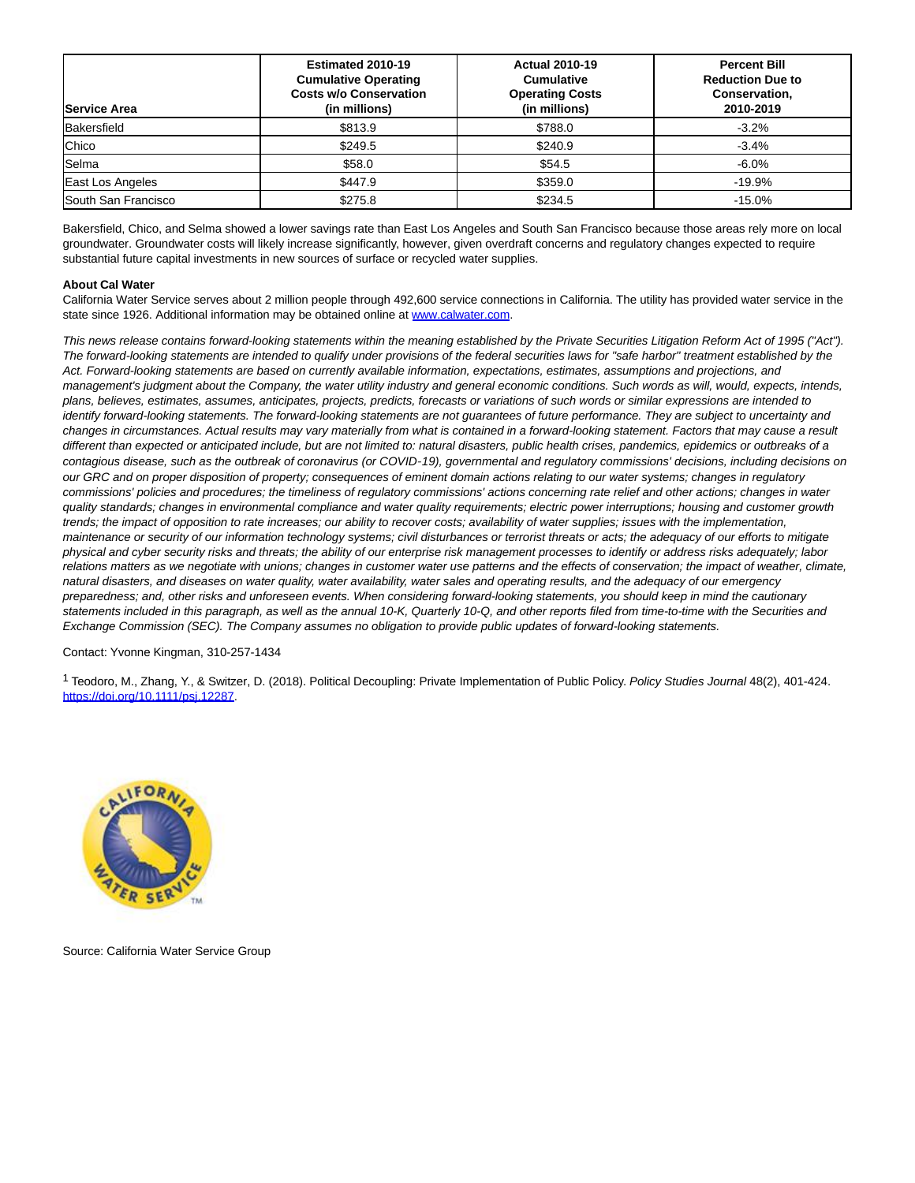| Service Area | Estimated 2010-19 Cumulative Operating Costs w/o Conservation (in millions) | Actual 2010-19 Cumulative Operating Costs (in millions) | Percent Bill Reduction Due to Conservation, 2010-2019 |
|---|---|---|---|
| Bakersfield | $813.9 | $788.0 | -3.2% |
| Chico | $249.5 | $240.9 | -3.4% |
| Selma | $58.0 | $54.5 | -6.0% |
| East Los Angeles | $447.9 | $359.0 | -19.9% |
| South San Francisco | $275.8 | $234.5 | -15.0% |

Bakersfield, Chico, and Selma showed a lower savings rate than East Los Angeles and South San Francisco because those areas rely more on local groundwater. Groundwater costs will likely increase significantly, however, given overdraft concerns and regulatory changes expected to require substantial future capital investments in new sources of surface or recycled water supplies.

**About Cal Water**

California Water Service serves about 2 million people through 492,600 service connections in California. The utility has provided water service in the state since 1926. Additional information may be obtained online at [www.calwater.com](www.calwater.com).

*This news release contains forward-looking statements within the meaning established by the Private Securities Litigation Reform Act of 1995 ("Act"). The forward-looking statements are intended to qualify under provisions of the federal securities laws for "safe harbor" treatment established by the Act. Forward-looking statements are based on currently available information, expectations, estimates, assumptions and projections, and management's judgment about the Company, the water utility industry and general economic conditions. Such words as will, would, expects, intends, plans, believes, estimates, assumes, anticipates, projects, predicts, forecasts or variations of such words or similar expressions are intended to identify forward-looking statements. The forward-looking statements are not guarantees of future performance. They are subject to uncertainty and changes in circumstances. Actual results may vary materially from what is contained in a forward-looking statement. Factors that may cause a result different than expected or anticipated include, but are not limited to: natural disasters, public health crises, pandemics, epidemics or outbreaks of a contagious disease, such as the outbreak of coronavirus (or COVID-19), governmental and regulatory commissions' decisions, including decisions on our GRC and on proper disposition of property; consequences of eminent domain actions relating to our water systems; changes in regulatory commissions' policies and procedures; the timeliness of regulatory commissions' actions concerning rate relief and other actions; changes in water quality standards; changes in environmental compliance and water quality requirements; electric power interruptions; housing and customer growth trends; the impact of opposition to rate increases; our ability to recover costs; availability of water supplies; issues with the implementation, maintenance or security of our information technology systems; civil disturbances or terrorist threats or acts; the adequacy of our efforts to mitigate physical and cyber security risks and threats; the ability of our enterprise risk management processes to identify or address risks adequately; labor relations matters as we negotiate with unions; changes in customer water use patterns and the effects of conservation; the impact of weather, climate, natural disasters, and diseases on water quality, water availability, water sales and operating results, and the adequacy of our emergency preparedness; and, other risks and unforeseen events. When considering forward-looking statements, you should keep in mind the cautionary statements included in this paragraph, as well as the annual 10-K, Quarterly 10-Q, and other reports filed from time-to-time with the Securities and Exchange Commission (SEC). The Company assumes no obligation to provide public updates of forward-looking statements.*

Contact: Yvonne Kingman, 310-257-1434

[1] Teodoro, M., Zhang, Y., & Switzer, D. (2018). Political Decoupling: Private Implementation of Public Policy. *Policy Studies Journal* 48(2), 401-424. [https://doi.org/10.1111/psj.12287](https://doi.org/10.1111/psj.12287).

Source: California Water Service Group